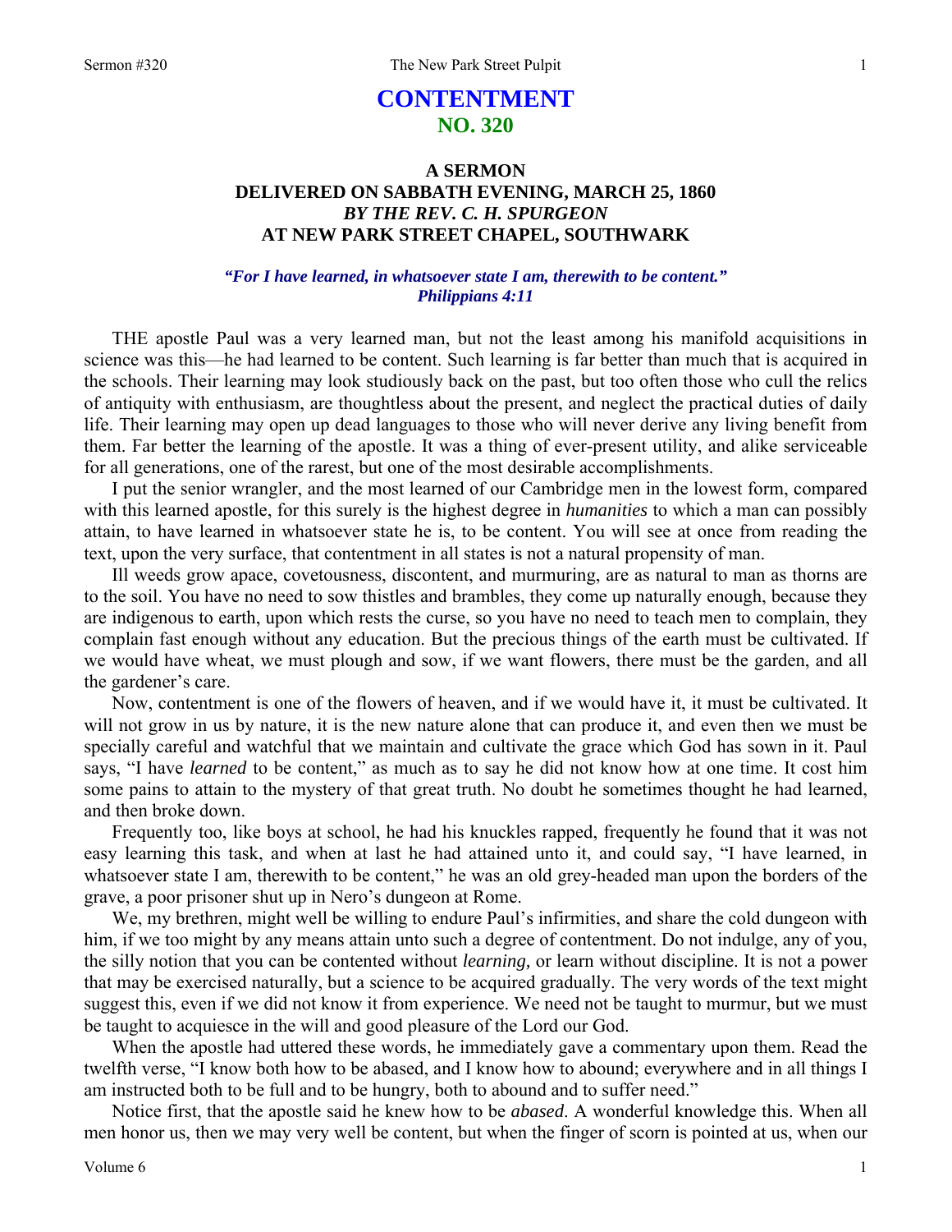# CONTENTMENT
## NO. 320

### A SERMON
### DELIVERED ON SABBATH EVENING, MARCH 25, 1860
### *BY THE REV. C. H. SPURGEON*
### AT NEW PARK STREET CHAPEL, SOUTHWARK

***"For I have learned, in whatsoever state I am, therewith to be content." Philippians 4:11***

THE apostle Paul was a very learned man, but not the least among his manifold acquisitions in science was this—he had learned to be content. Such learning is far better than much that is acquired in the schools. Their learning may look studiously back on the past, but too often those who cull the relics of antiquity with enthusiasm, are thoughtless about the present, and neglect the practical duties of daily life. Their learning may open up dead languages to those who will never derive any living benefit from them. Far better the learning of the apostle. It was a thing of ever-present utility, and alike serviceable for all generations, one of the rarest, but one of the most desirable accomplishments.

I put the senior wrangler, and the most learned of our Cambridge men in the lowest form, compared with this learned apostle, for this surely is the highest degree in *humanities* to which a man can possibly attain, to have learned in whatsoever state he is, to be content. You will see at once from reading the text, upon the very surface, that contentment in all states is not a natural propensity of man.

Ill weeds grow apace, covetousness, discontent, and murmuring, are as natural to man as thorns are to the soil. You have no need to sow thistles and brambles, they come up naturally enough, because they are indigenous to earth, upon which rests the curse, so you have no need to teach men to complain, they complain fast enough without any education. But the precious things of the earth must be cultivated. If we would have wheat, we must plough and sow, if we want flowers, there must be the garden, and all the gardener's care.

Now, contentment is one of the flowers of heaven, and if we would have it, it must be cultivated. It will not grow in us by nature, it is the new nature alone that can produce it, and even then we must be specially careful and watchful that we maintain and cultivate the grace which God has sown in it. Paul says, "I have *learned* to be content," as much as to say he did not know how at one time. It cost him some pains to attain to the mystery of that great truth. No doubt he sometimes thought he had learned, and then broke down.

Frequently too, like boys at school, he had his knuckles rapped, frequently he found that it was not easy learning this task, and when at last he had attained unto it, and could say, "I have learned, in whatsoever state I am, therewith to be content," he was an old grey-headed man upon the borders of the grave, a poor prisoner shut up in Nero's dungeon at Rome.

We, my brethren, might well be willing to endure Paul's infirmities, and share the cold dungeon with him, if we too might by any means attain unto such a degree of contentment. Do not indulge, any of you, the silly notion that you can be contented without *learning,* or learn without discipline. It is not a power that may be exercised naturally, but a science to be acquired gradually. The very words of the text might suggest this, even if we did not know it from experience. We need not be taught to murmur, but we must be taught to acquiesce in the will and good pleasure of the Lord our God.

When the apostle had uttered these words, he immediately gave a commentary upon them. Read the twelfth verse, "I know both how to be abased, and I know how to abound; everywhere and in all things I am instructed both to be full and to be hungry, both to abound and to suffer need."

Notice first, that the apostle said he knew how to be *abased*. A wonderful knowledge this. When all men honor us, then we may very well be content, but when the finger of scorn is pointed at us, when our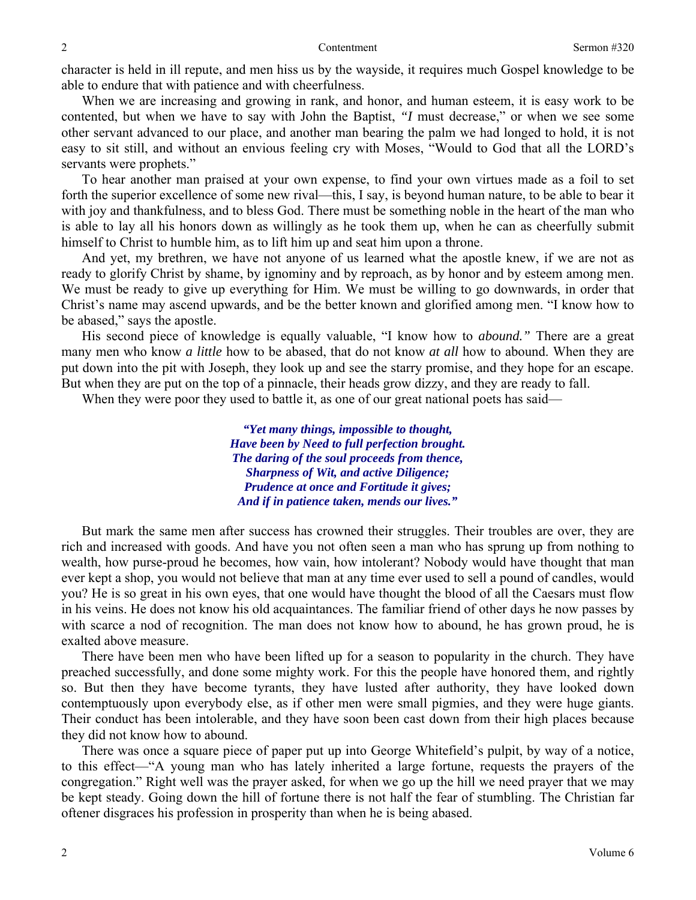character is held in ill repute, and men hiss us by the wayside, it requires much Gospel knowledge to be able to endure that with patience and with cheerfulness.

When we are increasing and growing in rank, and honor, and human esteem, it is easy work to be contented, but when we have to say with John the Baptist, *"I* must decrease," or when we see some other servant advanced to our place, and another man bearing the palm we had longed to hold, it is not easy to sit still, and without an envious feeling cry with Moses, "Would to God that all the LORD's servants were prophets."

To hear another man praised at your own expense, to find your own virtues made as a foil to set forth the superior excellence of some new rival—this, I say, is beyond human nature, to be able to bear it with joy and thankfulness, and to bless God. There must be something noble in the heart of the man who is able to lay all his honors down as willingly as he took them up, when he can as cheerfully submit himself to Christ to humble him, as to lift him up and seat him upon a throne.

And yet, my brethren, we have not anyone of us learned what the apostle knew, if we are not as ready to glorify Christ by shame, by ignominy and by reproach, as by honor and by esteem among men. We must be ready to give up everything for Him. We must be willing to go downwards, in order that Christ's name may ascend upwards, and be the better known and glorified among men. "I know how to be abased," says the apostle.

His second piece of knowledge is equally valuable, "I know how to *abound."* There are a great many men who know *a little* how to be abased, that do not know *at all* how to abound. When they are put down into the pit with Joseph, they look up and see the starry promise, and they hope for an escape. But when they are put on the top of a pinnacle, their heads grow dizzy, and they are ready to fall.

When they were poor they used to battle it, as one of our great national poets has said—

> ***"Yet many things, impossible to thought,***
> ***Have been by Need to full perfection brought.***
> ***The daring of the soul proceeds from thence,***
> ***Sharpness of Wit, and active Diligence;***
> ***Prudence at once and Fortitude it gives;***
> ***And if in patience taken, mends our lives."***

But mark the same men after success has crowned their struggles. Their troubles are over, they are rich and increased with goods. And have you not often seen a man who has sprung up from nothing to wealth, how purse-proud he becomes, how vain, how intolerant? Nobody would have thought that man ever kept a shop, you would not believe that man at any time ever used to sell a pound of candles, would you? He is so great in his own eyes, that one would have thought the blood of all the Caesars must flow in his veins. He does not know his old acquaintances. The familiar friend of other days he now passes by with scarce a nod of recognition. The man does not know how to abound, he has grown proud, he is exalted above measure.

There have been men who have been lifted up for a season to popularity in the church. They have preached successfully, and done some mighty work. For this the people have honored them, and rightly so. But then they have become tyrants, they have lusted after authority, they have looked down contemptuously upon everybody else, as if other men were small pigmies, and they were huge giants. Their conduct has been intolerable, and they have soon been cast down from their high places because they did not know how to abound.

There was once a square piece of paper put up into George Whitefield's pulpit, by way of a notice, to this effect—"A young man who has lately inherited a large fortune, requests the prayers of the congregation." Right well was the prayer asked, for when we go up the hill we need prayer that we may be kept steady. Going down the hill of fortune there is not half the fear of stumbling. The Christian far oftener disgraces his profession in prosperity than when he is being abased.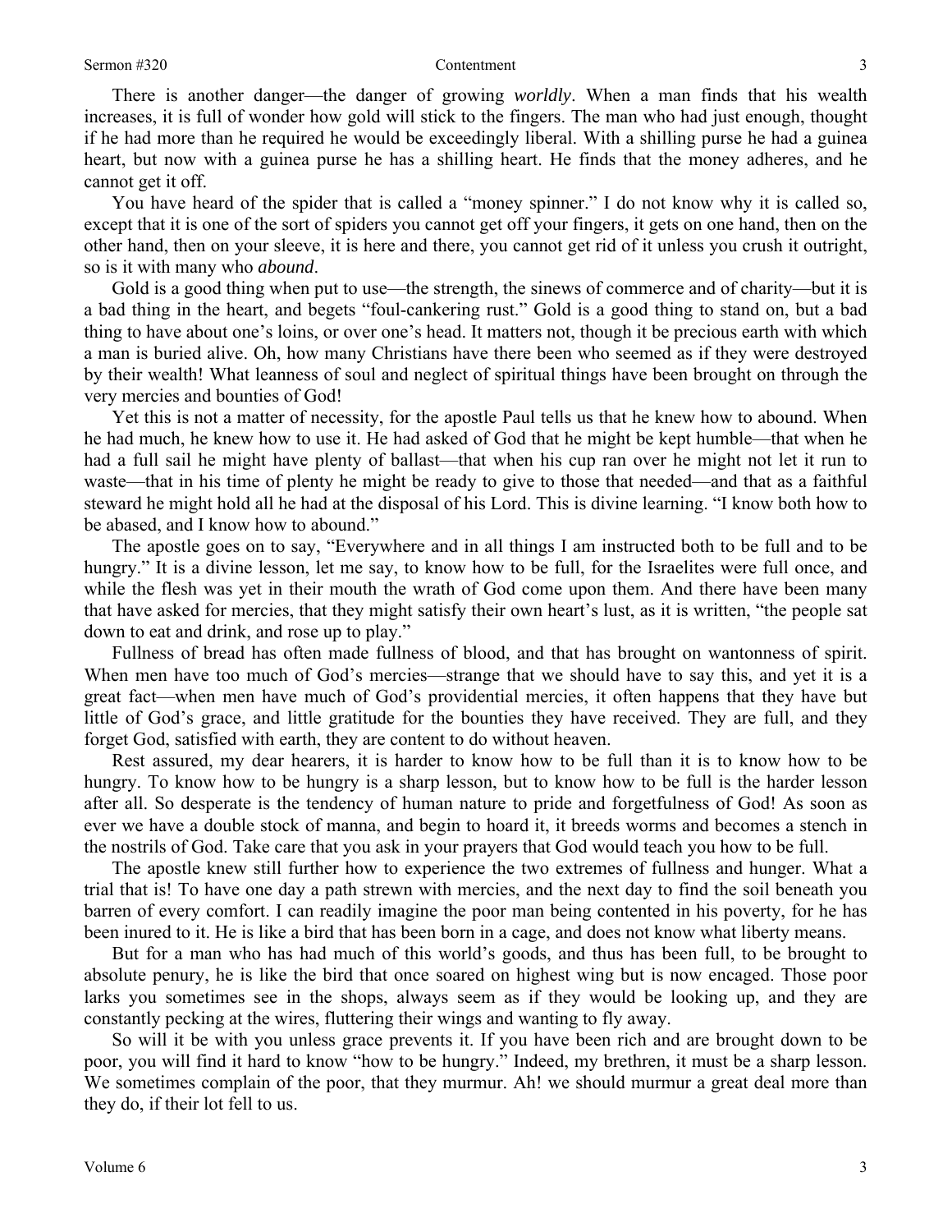There is another danger—the danger of growing *worldly*. When a man finds that his wealth increases, it is full of wonder how gold will stick to the fingers. The man who had just enough, thought if he had more than he required he would be exceedingly liberal. With a shilling purse he had a guinea heart, but now with a guinea purse he has a shilling heart. He finds that the money adheres, and he cannot get it off.

You have heard of the spider that is called a "money spinner." I do not know why it is called so, except that it is one of the sort of spiders you cannot get off your fingers, it gets on one hand, then on the other hand, then on your sleeve, it is here and there, you cannot get rid of it unless you crush it outright, so is it with many who *abound*.

Gold is a good thing when put to use—the strength, the sinews of commerce and of charity—but it is a bad thing in the heart, and begets "foul-cankering rust." Gold is a good thing to stand on, but a bad thing to have about one's loins, or over one's head. It matters not, though it be precious earth with which a man is buried alive. Oh, how many Christians have there been who seemed as if they were destroyed by their wealth! What leanness of soul and neglect of spiritual things have been brought on through the very mercies and bounties of God!

Yet this is not a matter of necessity, for the apostle Paul tells us that he knew how to abound. When he had much, he knew how to use it. He had asked of God that he might be kept humble—that when he had a full sail he might have plenty of ballast—that when his cup ran over he might not let it run to waste—that in his time of plenty he might be ready to give to those that needed—and that as a faithful steward he might hold all he had at the disposal of his Lord. This is divine learning. "I know both how to be abased, and I know how to abound."

The apostle goes on to say, "Everywhere and in all things I am instructed both to be full and to be hungry." It is a divine lesson, let me say, to know how to be full, for the Israelites were full once, and while the flesh was yet in their mouth the wrath of God come upon them. And there have been many that have asked for mercies, that they might satisfy their own heart's lust, as it is written, "the people sat down to eat and drink, and rose up to play."

Fullness of bread has often made fullness of blood, and that has brought on wantonness of spirit. When men have too much of God's mercies—strange that we should have to say this, and yet it is a great fact—when men have much of God's providential mercies, it often happens that they have but little of God's grace, and little gratitude for the bounties they have received. They are full, and they forget God, satisfied with earth, they are content to do without heaven.

Rest assured, my dear hearers, it is harder to know how to be full than it is to know how to be hungry. To know how to be hungry is a sharp lesson, but to know how to be full is the harder lesson after all. So desperate is the tendency of human nature to pride and forgetfulness of God! As soon as ever we have a double stock of manna, and begin to hoard it, it breeds worms and becomes a stench in the nostrils of God. Take care that you ask in your prayers that God would teach you how to be full.

The apostle knew still further how to experience the two extremes of fullness and hunger. What a trial that is! To have one day a path strewn with mercies, and the next day to find the soil beneath you barren of every comfort. I can readily imagine the poor man being contented in his poverty, for he has been inured to it. He is like a bird that has been born in a cage, and does not know what liberty means.

But for a man who has had much of this world's goods, and thus has been full, to be brought to absolute penury, he is like the bird that once soared on highest wing but is now encaged. Those poor larks you sometimes see in the shops, always seem as if they would be looking up, and they are constantly pecking at the wires, fluttering their wings and wanting to fly away.

So will it be with you unless grace prevents it. If you have been rich and are brought down to be poor, you will find it hard to know "how to be hungry." Indeed, my brethren, it must be a sharp lesson. We sometimes complain of the poor, that they murmur. Ah! we should murmur a great deal more than they do, if their lot fell to us.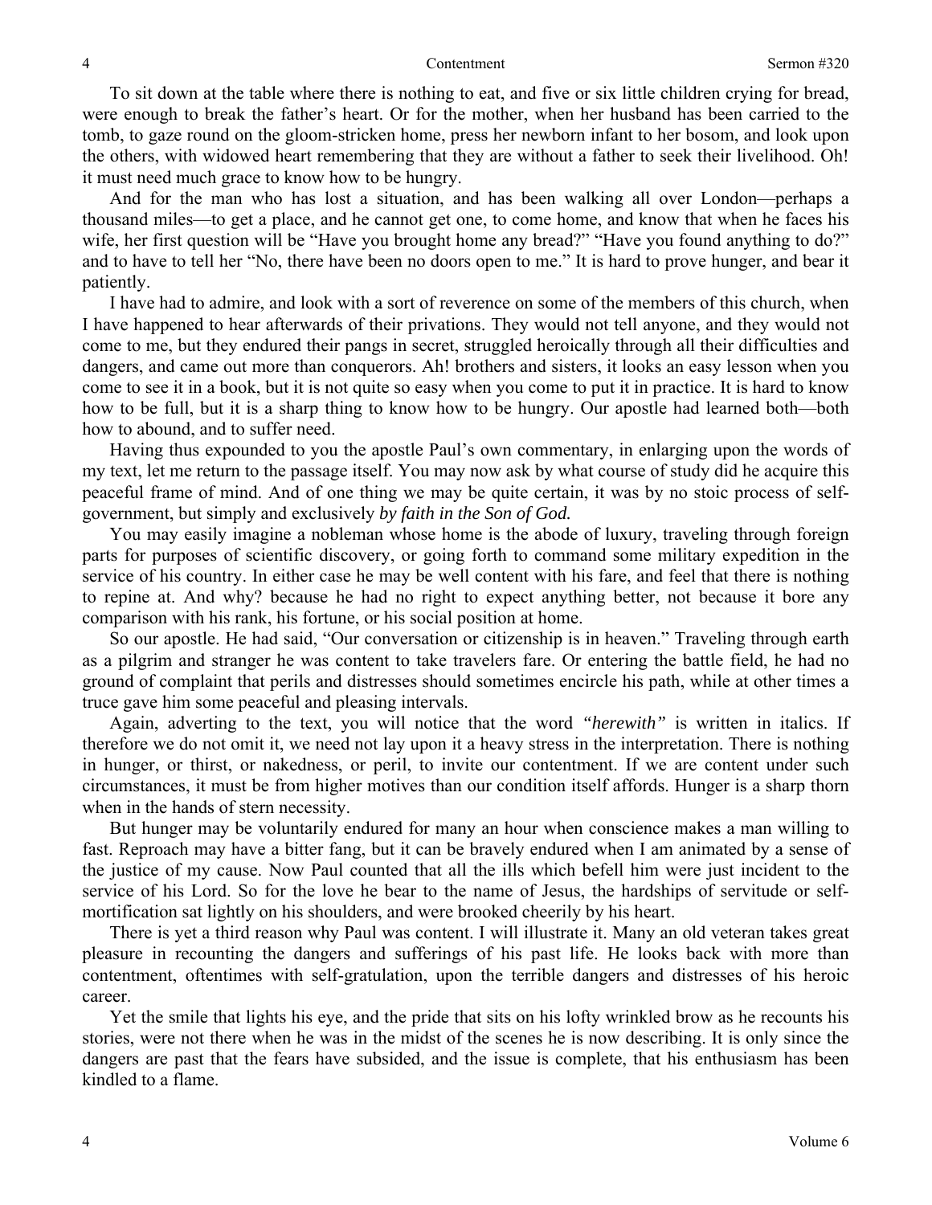To sit down at the table where there is nothing to eat, and five or six little children crying for bread, were enough to break the father's heart. Or for the mother, when her husband has been carried to the tomb, to gaze round on the gloom-stricken home, press her newborn infant to her bosom, and look upon the others, with widowed heart remembering that they are without a father to seek their livelihood. Oh! it must need much grace to know how to be hungry.

And for the man who has lost a situation, and has been walking all over London—perhaps a thousand miles—to get a place, and he cannot get one, to come home, and know that when he faces his wife, her first question will be "Have you brought home any bread?" "Have you found anything to do?" and to have to tell her "No, there have been no doors open to me." It is hard to prove hunger, and bear it patiently.

I have had to admire, and look with a sort of reverence on some of the members of this church, when I have happened to hear afterwards of their privations. They would not tell anyone, and they would not come to me, but they endured their pangs in secret, struggled heroically through all their difficulties and dangers, and came out more than conquerors. Ah! brothers and sisters, it looks an easy lesson when you come to see it in a book, but it is not quite so easy when you come to put it in practice. It is hard to know how to be full, but it is a sharp thing to know how to be hungry. Our apostle had learned both—both how to abound, and to suffer need.

Having thus expounded to you the apostle Paul's own commentary, in enlarging upon the words of my text, let me return to the passage itself. You may now ask by what course of study did he acquire this peaceful frame of mind. And of one thing we may be quite certain, it was by no stoic process of self-government, but simply and exclusively *by faith in the Son of God.*

You may easily imagine a nobleman whose home is the abode of luxury, traveling through foreign parts for purposes of scientific discovery, or going forth to command some military expedition in the service of his country. In either case he may be well content with his fare, and feel that there is nothing to repine at. And why? because he had no right to expect anything better, not because it bore any comparison with his rank, his fortune, or his social position at home.

So our apostle. He had said, "Our conversation or citizenship is in heaven." Traveling through earth as a pilgrim and stranger he was content to take travelers fare. Or entering the battle field, he had no ground of complaint that perils and distresses should sometimes encircle his path, while at other times a truce gave him some peaceful and pleasing intervals.

Again, adverting to the text, you will notice that the word *"herewith"* is written in italics. If therefore we do not omit it, we need not lay upon it a heavy stress in the interpretation. There is nothing in hunger, or thirst, or nakedness, or peril, to invite our contentment. If we are content under such circumstances, it must be from higher motives than our condition itself affords. Hunger is a sharp thorn when in the hands of stern necessity.

But hunger may be voluntarily endured for many an hour when conscience makes a man willing to fast. Reproach may have a bitter fang, but it can be bravely endured when I am animated by a sense of the justice of my cause. Now Paul counted that all the ills which befell him were just incident to the service of his Lord. So for the love he bear to the name of Jesus, the hardships of servitude or self-mortification sat lightly on his shoulders, and were brooked cheerily by his heart.

There is yet a third reason why Paul was content. I will illustrate it. Many an old veteran takes great pleasure in recounting the dangers and sufferings of his past life. He looks back with more than contentment, oftentimes with self-gratulation, upon the terrible dangers and distresses of his heroic career.

Yet the smile that lights his eye, and the pride that sits on his lofty wrinkled brow as he recounts his stories, were not there when he was in the midst of the scenes he is now describing. It is only since the dangers are past that the fears have subsided, and the issue is complete, that his enthusiasm has been kindled to a flame.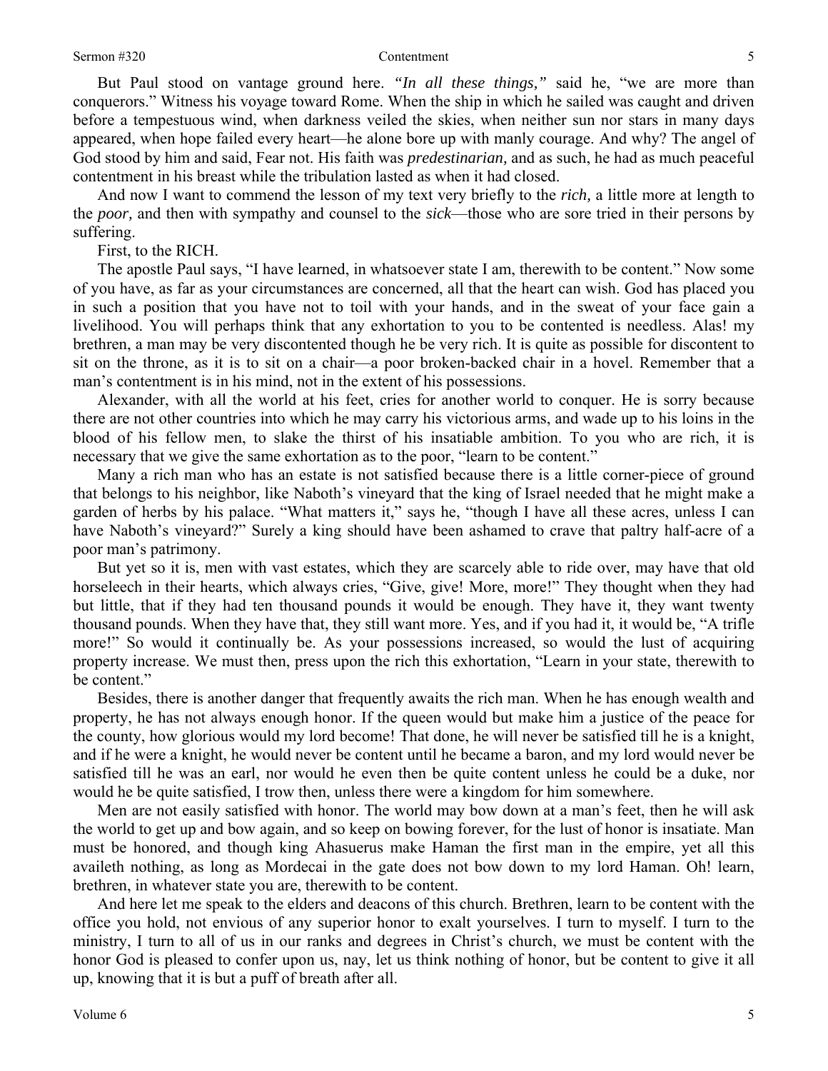But Paul stood on vantage ground here. *"In all these things,"* said he, "we are more than conquerors." Witness his voyage toward Rome. When the ship in which he sailed was caught and driven before a tempestuous wind, when darkness veiled the skies, when neither sun nor stars in many days appeared, when hope failed every heart—he alone bore up with manly courage. And why? The angel of God stood by him and said, Fear not. His faith was *predestinarian,* and as such, he had as much peaceful contentment in his breast while the tribulation lasted as when it had closed.

And now I want to commend the lesson of my text very briefly to the *rich,* a little more at length to the *poor,* and then with sympathy and counsel to the *sick*—those who are sore tried in their persons by suffering.

First, to the RICH.

The apostle Paul says, "I have learned, in whatsoever state I am, therewith to be content." Now some of you have, as far as your circumstances are concerned, all that the heart can wish. God has placed you in such a position that you have not to toil with your hands, and in the sweat of your face gain a livelihood. You will perhaps think that any exhortation to you to be contented is needless. Alas! my brethren, a man may be very discontented though he be very rich. It is quite as possible for discontent to sit on the throne, as it is to sit on a chair—a poor broken-backed chair in a hovel. Remember that a man's contentment is in his mind, not in the extent of his possessions.

Alexander, with all the world at his feet, cries for another world to conquer. He is sorry because there are not other countries into which he may carry his victorious arms, and wade up to his loins in the blood of his fellow men, to slake the thirst of his insatiable ambition. To you who are rich, it is necessary that we give the same exhortation as to the poor, "learn to be content."

Many a rich man who has an estate is not satisfied because there is a little corner-piece of ground that belongs to his neighbor, like Naboth's vineyard that the king of Israel needed that he might make a garden of herbs by his palace. "What matters it," says he, "though I have all these acres, unless I can have Naboth's vineyard?" Surely a king should have been ashamed to crave that paltry half-acre of a poor man's patrimony.

But yet so it is, men with vast estates, which they are scarcely able to ride over, may have that old horseleech in their hearts, which always cries, "Give, give! More, more!" They thought when they had but little, that if they had ten thousand pounds it would be enough. They have it, they want twenty thousand pounds. When they have that, they still want more. Yes, and if you had it, it would be, "A trifle more!" So would it continually be. As your possessions increased, so would the lust of acquiring property increase. We must then, press upon the rich this exhortation, "Learn in your state, therewith to be content."

Besides, there is another danger that frequently awaits the rich man. When he has enough wealth and property, he has not always enough honor. If the queen would but make him a justice of the peace for the county, how glorious would my lord become! That done, he will never be satisfied till he is a knight, and if he were a knight, he would never be content until he became a baron, and my lord would never be satisfied till he was an earl, nor would he even then be quite content unless he could be a duke, nor would he be quite satisfied, I trow then, unless there were a kingdom for him somewhere.

Men are not easily satisfied with honor. The world may bow down at a man's feet, then he will ask the world to get up and bow again, and so keep on bowing forever, for the lust of honor is insatiate. Man must be honored, and though king Ahasuerus make Haman the first man in the empire, yet all this availeth nothing, as long as Mordecai in the gate does not bow down to my lord Haman. Oh! learn, brethren, in whatever state you are, therewith to be content.

And here let me speak to the elders and deacons of this church. Brethren, learn to be content with the office you hold, not envious of any superior honor to exalt yourselves. I turn to myself. I turn to the ministry, I turn to all of us in our ranks and degrees in Christ's church, we must be content with the honor God is pleased to confer upon us, nay, let us think nothing of honor, but be content to give it all up, knowing that it is but a puff of breath after all.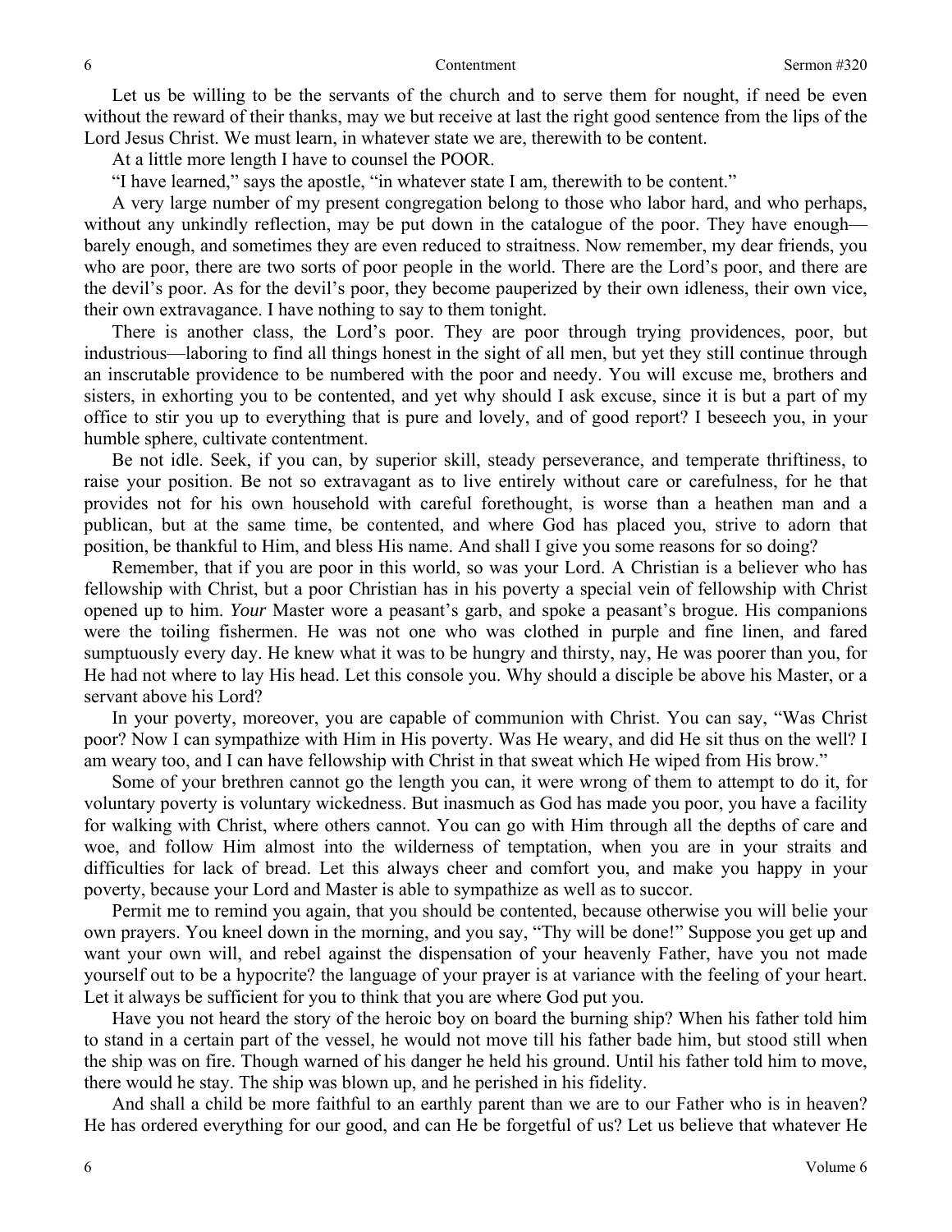Let us be willing to be the servants of the church and to serve them for nought, if need be even without the reward of their thanks, may we but receive at last the right good sentence from the lips of the Lord Jesus Christ. We must learn, in whatever state we are, therewith to be content.

At a little more length I have to counsel the POOR.

"I have learned," says the apostle, "in whatever state I am, therewith to be content."

A very large number of my present congregation belong to those who labor hard, and who perhaps, without any unkindly reflection, may be put down in the catalogue of the poor. They have enough—barely enough, and sometimes they are even reduced to straitness. Now remember, my dear friends, you who are poor, there are two sorts of poor people in the world. There are the Lord's poor, and there are the devil's poor. As for the devil's poor, they become pauperized by their own idleness, their own vice, their own extravagance. I have nothing to say to them tonight.

There is another class, the Lord's poor. They are poor through trying providences, poor, but industrious—laboring to find all things honest in the sight of all men, but yet they still continue through an inscrutable providence to be numbered with the poor and needy. You will excuse me, brothers and sisters, in exhorting you to be contented, and yet why should I ask excuse, since it is but a part of my office to stir you up to everything that is pure and lovely, and of good report? I beseech you, in your humble sphere, cultivate contentment.

Be not idle. Seek, if you can, by superior skill, steady perseverance, and temperate thriftiness, to raise your position. Be not so extravagant as to live entirely without care or carefulness, for he that provides not for his own household with careful forethought, is worse than a heathen man and a publican, but at the same time, be contented, and where God has placed you, strive to adorn that position, be thankful to Him, and bless His name. And shall I give you some reasons for so doing?

Remember, that if you are poor in this world, so was your Lord. A Christian is a believer who has fellowship with Christ, but a poor Christian has in his poverty a special vein of fellowship with Christ opened up to him. *Your* Master wore a peasant's garb, and spoke a peasant's brogue. His companions were the toiling fishermen. He was not one who was clothed in purple and fine linen, and fared sumptuously every day. He knew what it was to be hungry and thirsty, nay, He was poorer than you, for He had not where to lay His head. Let this console you. Why should a disciple be above his Master, or a servant above his Lord?

In your poverty, moreover, you are capable of communion with Christ. You can say, "Was Christ poor? Now I can sympathize with Him in His poverty. Was He weary, and did He sit thus on the well? I am weary too, and I can have fellowship with Christ in that sweat which He wiped from His brow."

Some of your brethren cannot go the length you can, it were wrong of them to attempt to do it, for voluntary poverty is voluntary wickedness. But inasmuch as God has made you poor, you have a facility for walking with Christ, where others cannot. You can go with Him through all the depths of care and woe, and follow Him almost into the wilderness of temptation, when you are in your straits and difficulties for lack of bread. Let this always cheer and comfort you, and make you happy in your poverty, because your Lord and Master is able to sympathize as well as to succor.

Permit me to remind you again, that you should be contented, because otherwise you will belie your own prayers. You kneel down in the morning, and you say, "Thy will be done!" Suppose you get up and want your own will, and rebel against the dispensation of your heavenly Father, have you not made yourself out to be a hypocrite? the language of your prayer is at variance with the feeling of your heart. Let it always be sufficient for you to think that you are where God put you.

Have you not heard the story of the heroic boy on board the burning ship? When his father told him to stand in a certain part of the vessel, he would not move till his father bade him, but stood still when the ship was on fire. Though warned of his danger he held his ground. Until his father told him to move, there would he stay. The ship was blown up, and he perished in his fidelity.

And shall a child be more faithful to an earthly parent than we are to our Father who is in heaven? He has ordered everything for our good, and can He be forgetful of us? Let us believe that whatever He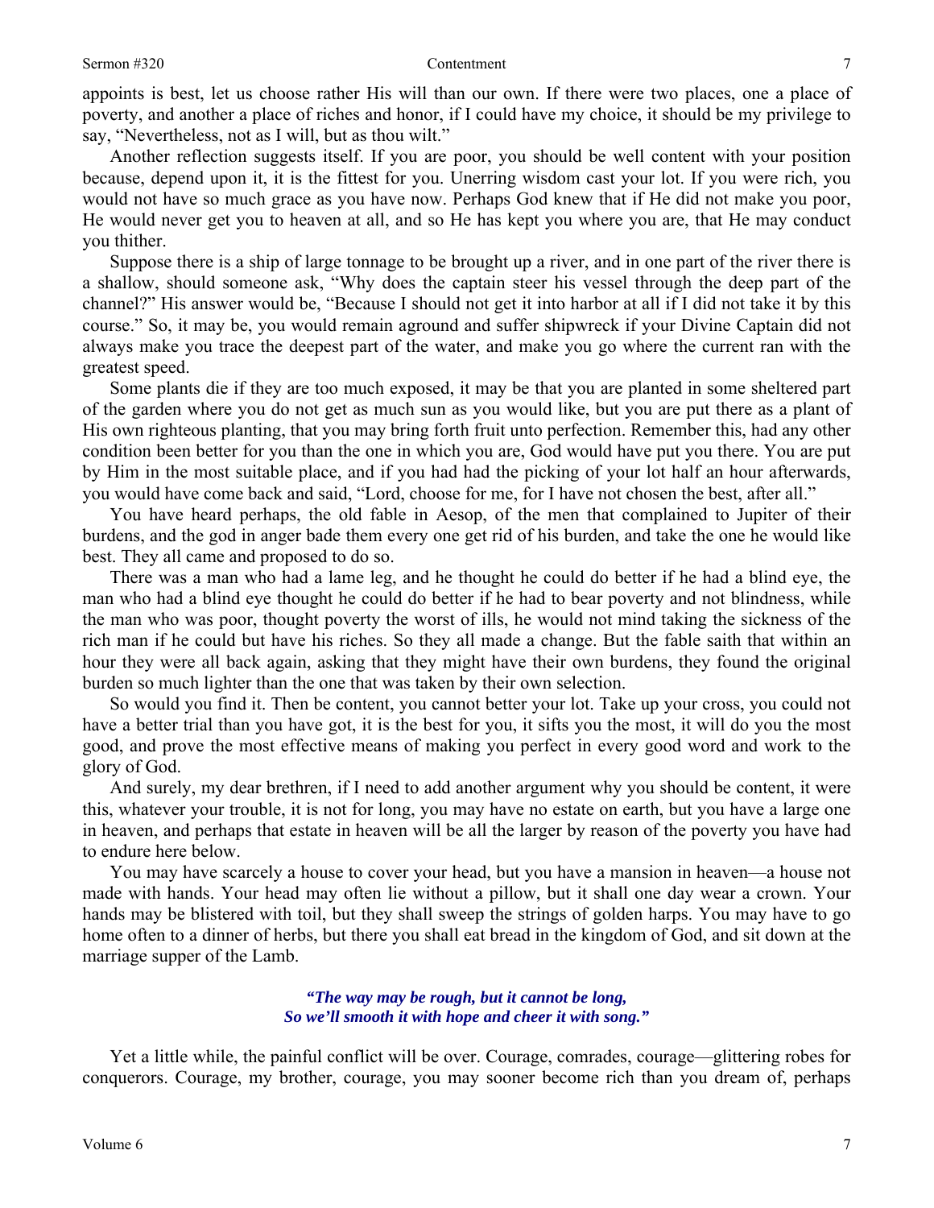appoints is best, let us choose rather His will than our own. If there were two places, one a place of poverty, and another a place of riches and honor, if I could have my choice, it should be my privilege to say, "Nevertheless, not as I will, but as thou wilt."

Another reflection suggests itself. If you are poor, you should be well content with your position because, depend upon it, it is the fittest for you. Unerring wisdom cast your lot. If you were rich, you would not have so much grace as you have now. Perhaps God knew that if He did not make you poor, He would never get you to heaven at all, and so He has kept you where you are, that He may conduct you thither.

Suppose there is a ship of large tonnage to be brought up a river, and in one part of the river there is a shallow, should someone ask, "Why does the captain steer his vessel through the deep part of the channel?" His answer would be, "Because I should not get it into harbor at all if I did not take it by this course." So, it may be, you would remain aground and suffer shipwreck if your Divine Captain did not always make you trace the deepest part of the water, and make you go where the current ran with the greatest speed.

Some plants die if they are too much exposed, it may be that you are planted in some sheltered part of the garden where you do not get as much sun as you would like, but you are put there as a plant of His own righteous planting, that you may bring forth fruit unto perfection. Remember this, had any other condition been better for you than the one in which you are, God would have put you there. You are put by Him in the most suitable place, and if you had had the picking of your lot half an hour afterwards, you would have come back and said, "Lord, choose for me, for I have not chosen the best, after all."

You have heard perhaps, the old fable in Aesop, of the men that complained to Jupiter of their burdens, and the god in anger bade them every one get rid of his burden, and take the one he would like best. They all came and proposed to do so.

There was a man who had a lame leg, and he thought he could do better if he had a blind eye, the man who had a blind eye thought he could do better if he had to bear poverty and not blindness, while the man who was poor, thought poverty the worst of ills, he would not mind taking the sickness of the rich man if he could but have his riches. So they all made a change. But the fable saith that within an hour they were all back again, asking that they might have their own burdens, they found the original burden so much lighter than the one that was taken by their own selection.

So would you find it. Then be content, you cannot better your lot. Take up your cross, you could not have a better trial than you have got, it is the best for you, it sifts you the most, it will do you the most good, and prove the most effective means of making you perfect in every good word and work to the glory of God.

And surely, my dear brethren, if I need to add another argument why you should be content, it were this, whatever your trouble, it is not for long, you may have no estate on earth, but you have a large one in heaven, and perhaps that estate in heaven will be all the larger by reason of the poverty you have had to endure here below.

You may have scarcely a house to cover your head, but you have a mansion in heaven—a house not made with hands. Your head may often lie without a pillow, but it shall one day wear a crown. Your hands may be blistered with toil, but they shall sweep the strings of golden harps. You may have to go home often to a dinner of herbs, but there you shall eat bread in the kingdom of God, and sit down at the marriage supper of the Lamb.

> ***"The way may be rough, but it cannot be long,***
> ***So we'll smooth it with hope and cheer it with song."***

Yet a little while, the painful conflict will be over. Courage, comrades, courage—glittering robes for conquerors. Courage, my brother, courage, you may sooner become rich than you dream of, perhaps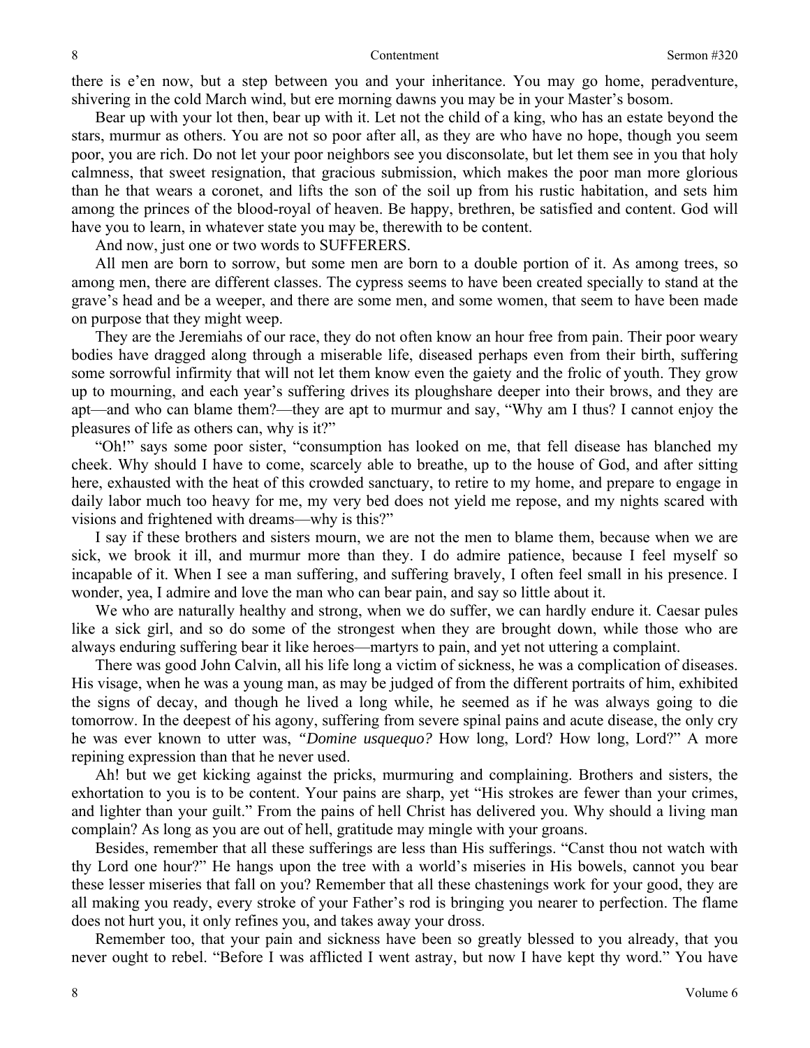there is e'en now, but a step between you and your inheritance. You may go home, peradventure, shivering in the cold March wind, but ere morning dawns you may be in your Master's bosom.

Bear up with your lot then, bear up with it. Let not the child of a king, who has an estate beyond the stars, murmur as others. You are not so poor after all, as they are who have no hope, though you seem poor, you are rich. Do not let your poor neighbors see you disconsolate, but let them see in you that holy calmness, that sweet resignation, that gracious submission, which makes the poor man more glorious than he that wears a coronet, and lifts the son of the soil up from his rustic habitation, and sets him among the princes of the blood-royal of heaven. Be happy, brethren, be satisfied and content. God will have you to learn, in whatever state you may be, therewith to be content.

And now, just one or two words to SUFFERERS.

All men are born to sorrow, but some men are born to a double portion of it. As among trees, so among men, there are different classes. The cypress seems to have been created specially to stand at the grave's head and be a weeper, and there are some men, and some women, that seem to have been made on purpose that they might weep.

They are the Jeremiahs of our race, they do not often know an hour free from pain. Their poor weary bodies have dragged along through a miserable life, diseased perhaps even from their birth, suffering some sorrowful infirmity that will not let them know even the gaiety and the frolic of youth. They grow up to mourning, and each year's suffering drives its ploughshare deeper into their brows, and they are apt—and who can blame them?—they are apt to murmur and say, "Why am I thus? I cannot enjoy the pleasures of life as others can, why is it?"

"Oh!" says some poor sister, "consumption has looked on me, that fell disease has blanched my cheek. Why should I have to come, scarcely able to breathe, up to the house of God, and after sitting here, exhausted with the heat of this crowded sanctuary, to retire to my home, and prepare to engage in daily labor much too heavy for me, my very bed does not yield me repose, and my nights scared with visions and frightened with dreams—why is this?"

I say if these brothers and sisters mourn, we are not the men to blame them, because when we are sick, we brook it ill, and murmur more than they. I do admire patience, because I feel myself so incapable of it. When I see a man suffering, and suffering bravely, I often feel small in his presence. I wonder, yea, I admire and love the man who can bear pain, and say so little about it.

We who are naturally healthy and strong, when we do suffer, we can hardly endure it. Caesar pules like a sick girl, and so do some of the strongest when they are brought down, while those who are always enduring suffering bear it like heroes—martyrs to pain, and yet not uttering a complaint.

There was good John Calvin, all his life long a victim of sickness, he was a complication of diseases. His visage, when he was a young man, as may be judged of from the different portraits of him, exhibited the signs of decay, and though he lived a long while, he seemed as if he was always going to die tomorrow. In the deepest of his agony, suffering from severe spinal pains and acute disease, the only cry he was ever known to utter was, *"Domine usquequo?* How long, Lord? How long, Lord?" A more repining expression than that he never used.

Ah! but we get kicking against the pricks, murmuring and complaining. Brothers and sisters, the exhortation to you is to be content. Your pains are sharp, yet "His strokes are fewer than your crimes, and lighter than your guilt." From the pains of hell Christ has delivered you. Why should a living man complain? As long as you are out of hell, gratitude may mingle with your groans.

Besides, remember that all these sufferings are less than His sufferings. "Canst thou not watch with thy Lord one hour?" He hangs upon the tree with a world's miseries in His bowels, cannot you bear these lesser miseries that fall on you? Remember that all these chastenings work for your good, they are all making you ready, every stroke of your Father's rod is bringing you nearer to perfection. The flame does not hurt you, it only refines you, and takes away your dross.

Remember too, that your pain and sickness have been so greatly blessed to you already, that you never ought to rebel. "Before I was afflicted I went astray, but now I have kept thy word." You have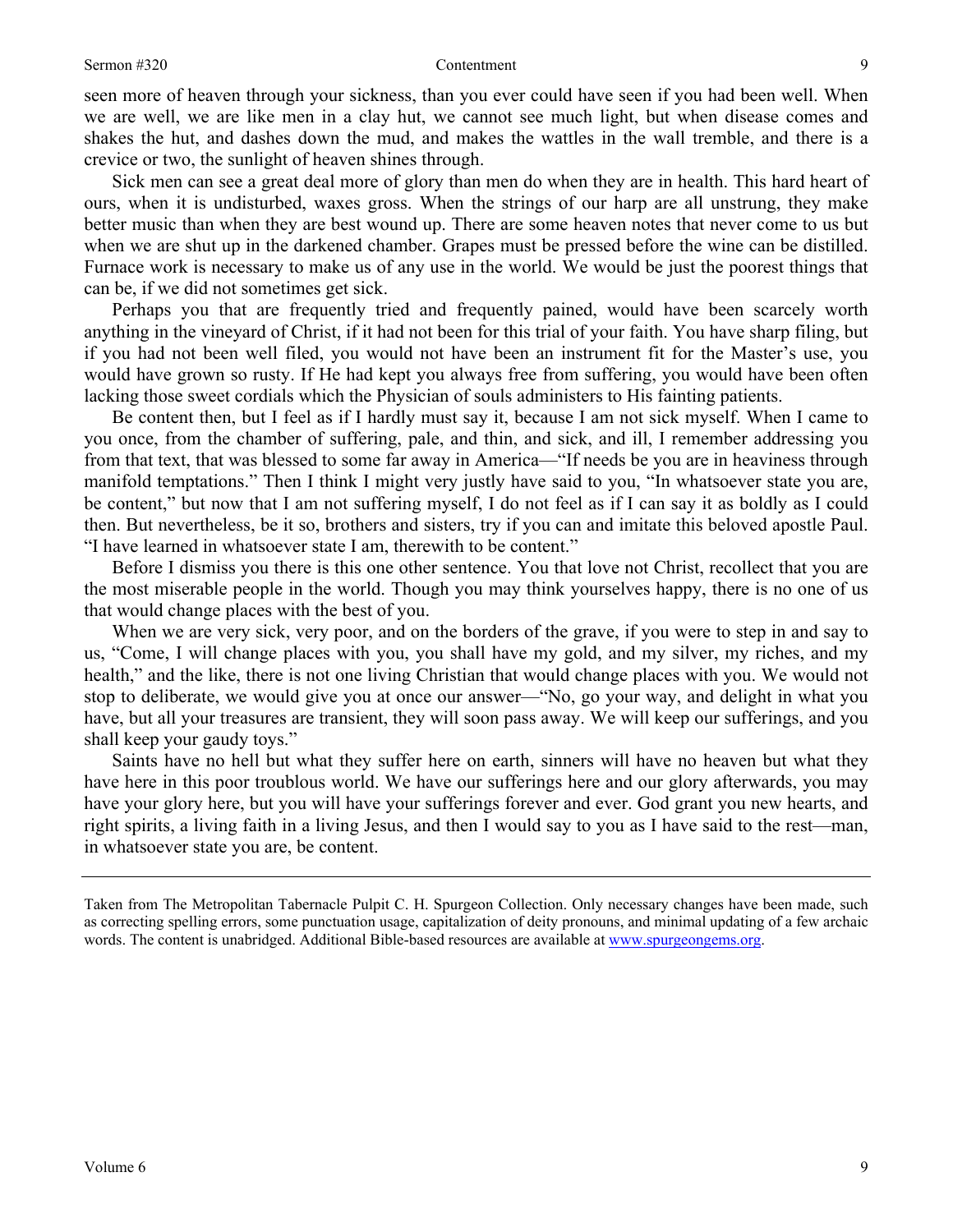seen more of heaven through your sickness, than you ever could have seen if you had been well. When we are well, we are like men in a clay hut, we cannot see much light, but when disease comes and shakes the hut, and dashes down the mud, and makes the wattles in the wall tremble, and there is a crevice or two, the sunlight of heaven shines through.

Sick men can see a great deal more of glory than men do when they are in health. This hard heart of ours, when it is undisturbed, waxes gross. When the strings of our harp are all unstrung, they make better music than when they are best wound up. There are some heaven notes that never come to us but when we are shut up in the darkened chamber. Grapes must be pressed before the wine can be distilled. Furnace work is necessary to make us of any use in the world. We would be just the poorest things that can be, if we did not sometimes get sick.

Perhaps you that are frequently tried and frequently pained, would have been scarcely worth anything in the vineyard of Christ, if it had not been for this trial of your faith. You have sharp filing, but if you had not been well filed, you would not have been an instrument fit for the Master's use, you would have grown so rusty. If He had kept you always free from suffering, you would have been often lacking those sweet cordials which the Physician of souls administers to His fainting patients.

Be content then, but I feel as if I hardly must say it, because I am not sick myself. When I came to you once, from the chamber of suffering, pale, and thin, and sick, and ill, I remember addressing you from that text, that was blessed to some far away in America—"If needs be you are in heaviness through manifold temptations." Then I think I might very justly have said to you, "In whatsoever state you are, be content," but now that I am not suffering myself, I do not feel as if I can say it as boldly as I could then. But nevertheless, be it so, brothers and sisters, try if you can and imitate this beloved apostle Paul. "I have learned in whatsoever state I am, therewith to be content."

Before I dismiss you there is this one other sentence. You that love not Christ, recollect that you are the most miserable people in the world. Though you may think yourselves happy, there is no one of us that would change places with the best of you.

When we are very sick, very poor, and on the borders of the grave, if you were to step in and say to us, "Come, I will change places with you, you shall have my gold, and my silver, my riches, and my health," and the like, there is not one living Christian that would change places with you. We would not stop to deliberate, we would give you at once our answer—"No, go your way, and delight in what you have, but all your treasures are transient, they will soon pass away. We will keep our sufferings, and you shall keep your gaudy toys."

Saints have no hell but what they suffer here on earth, sinners will have no heaven but what they have here in this poor troublous world. We have our sufferings here and our glory afterwards, you may have your glory here, but you will have your sufferings forever and ever. God grant you new hearts, and right spirits, a living faith in a living Jesus, and then I would say to you as I have said to the rest—man, in whatsoever state you are, be content.

---

Taken from The Metropolitan Tabernacle Pulpit C. H. Spurgeon Collection. Only necessary changes have been made, such as correcting spelling errors, some punctuation usage, capitalization of deity pronouns, and minimal updating of a few archaic words. The content is unabridged. Additional Bible-based resources are available at www.spurgeongems.org.